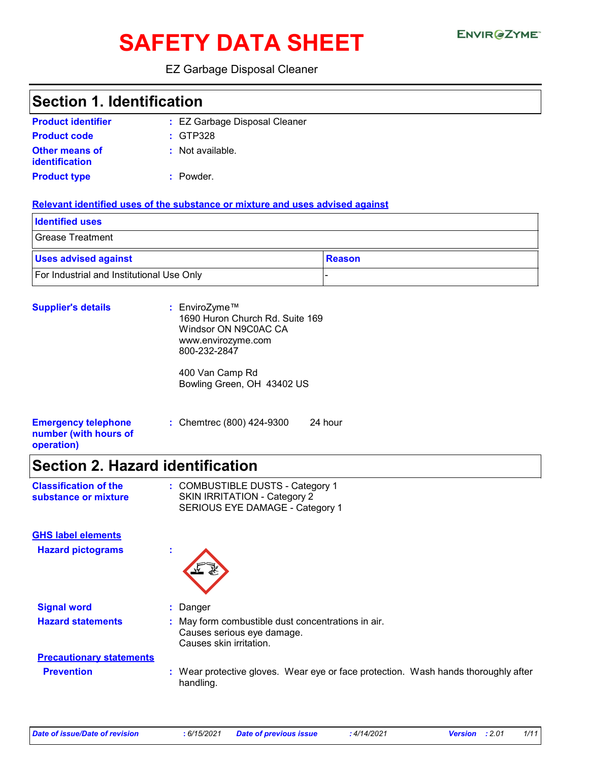# SAFETY DATA SHEET

EZ Garbage Disposal Cleaner

## Section 1. Identification

**Product identifier** : EZ Garbage Disposal Cleaner

**Product code** : GTP328

**Other means of identification** : Not available.

**Product type** : Powder.

**Relevant identified uses of the substance or mixture and uses advised against**

| Identified uses |
|---|
| Grease Treatment |

| Uses advised against | Reason |
|---|---|
| For Industrial and Institutional Use Only | - |

**Supplier's details** : EnviroZyme™
1690 Huron Church Rd. Suite 169
Windsor ON N9C0AC CA
www.envirozyme.com
800-232-2847

400 Van Camp Rd
Bowling Green, OH 43402 US

**Emergency telephone number (with hours of operation)** : Chemtrec (800) 424-9300 24 hour

## Section 2. Hazard identification

**Classification of the substance or mixture** : COMBUSTIBLE DUSTS - Category 1
SKIN IRRITATION - Category 2
SERIOUS EYE DAMAGE - Category 1

**GHS label elements**

**Hazard pictograms** :

**Signal word** : Danger

**Hazard statements** : May form combustible dust concentrations in air.
Causes serious eye damage.
Causes skin irritation.

**Precautionary statements**

**Prevention** : Wear protective gloves. Wear eye or face protection. Wash hands thoroughly after handling.

*Date of issue/Date of revision* : 6/15/2021 *Date of previous issue* : 4/14/2021 *Version* : 2.01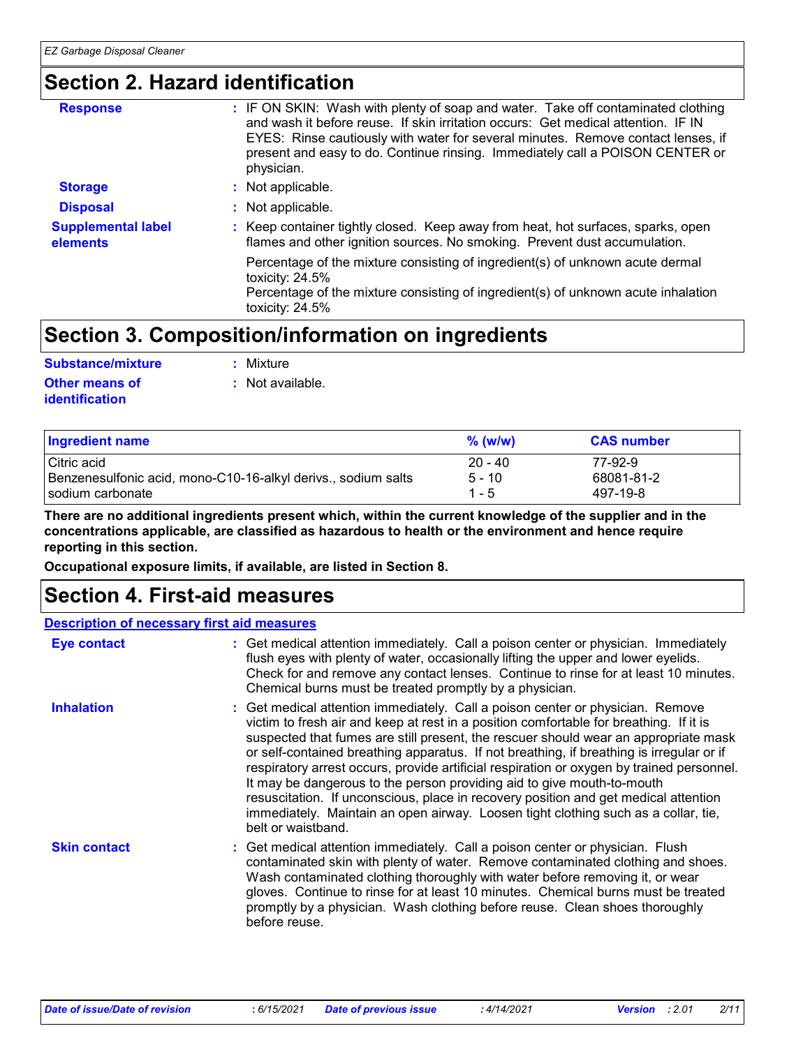## Section 2. Hazard identification

**Response** : IF ON SKIN: Wash with plenty of soap and water. Take off contaminated clothing and wash it before reuse. If skin irritation occurs: Get medical attention. IF IN EYES: Rinse cautiously with water for several minutes. Remove contact lenses, if present and easy to do. Continue rinsing. Immediately call a POISON CENTER or physician.

**Storage** : Not applicable.

**Disposal** : Not applicable.

**Supplemental label elements** : Keep container tightly closed. Keep away from heat, hot surfaces, sparks, open flames and other ignition sources. No smoking. Prevent dust accumulation.

Percentage of the mixture consisting of ingredient(s) of unknown acute dermal toxicity: 24.5%
Percentage of the mixture consisting of ingredient(s) of unknown acute inhalation toxicity: 24.5%

## Section 3. Composition/information on ingredients

**Substance/mixture** : Mixture

**Other means of identification** : Not available.

| Ingredient name | % (w/w) | CAS number |
|---|---|---|
| Citric acid | 20 - 40 | 77-92-9 |
| Benzenesulfonic acid, mono-C10-16-alkyl derivs., sodium salts | 5 - 10 | 68081-81-2 |
| sodium carbonate | 1 - 5 | 497-19-8 |

**There are no additional ingredients present which, within the current knowledge of the supplier and in the concentrations applicable, are classified as hazardous to health or the environment and hence require reporting in this section.**

**Occupational exposure limits, if available, are listed in Section 8.**

## Section 4. First-aid measures

**Description of necessary first aid measures**

**Eye contact** : Get medical attention immediately. Call a poison center or physician. Immediately flush eyes with plenty of water, occasionally lifting the upper and lower eyelids. Check for and remove any contact lenses. Continue to rinse for at least 10 minutes. Chemical burns must be treated promptly by a physician.

**Inhalation** : Get medical attention immediately. Call a poison center or physician. Remove victim to fresh air and keep at rest in a position comfortable for breathing. If it is suspected that fumes are still present, the rescuer should wear an appropriate mask or self-contained breathing apparatus. If not breathing, if breathing is irregular or if respiratory arrest occurs, provide artificial respiration or oxygen by trained personnel. It may be dangerous to the person providing aid to give mouth-to-mouth resuscitation. If unconscious, place in recovery position and get medical attention immediately. Maintain an open airway. Loosen tight clothing such as a collar, tie, belt or waistband.

**Skin contact** : Get medical attention immediately. Call a poison center or physician. Flush contaminated skin with plenty of water. Remove contaminated clothing and shoes. Wash contaminated clothing thoroughly with water before removing it, or wear gloves. Continue to rinse for at least 10 minutes. Chemical burns must be treated promptly by a physician. Wash clothing before reuse. Clean shoes thoroughly before reuse.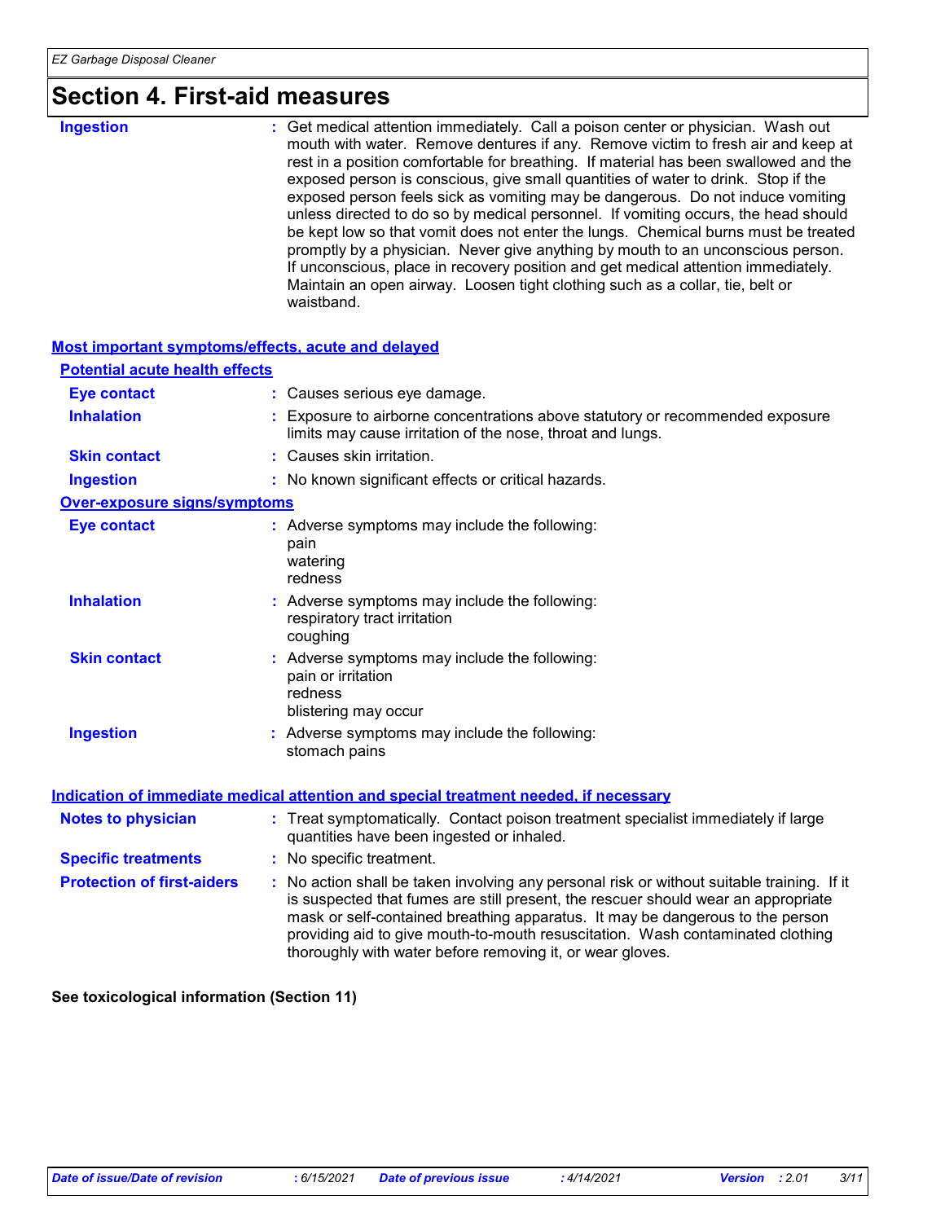# Section 4. First-aid measures

| | |
|---|---|
| **Ingestion** | Get medical attention immediately. Call a poison center or physician. Wash out mouth with water. Remove dentures if any. Remove victim to fresh air and keep at rest in a position comfortable for breathing. If material has been swallowed and the exposed person is conscious, give small quantities of water to drink. Stop if the exposed person feels sick as vomiting may be dangerous. Do not induce vomiting unless directed to do so by medical personnel. If vomiting occurs, the head should be kept low so that vomit does not enter the lungs. Chemical burns must be treated promptly by a physician. Never give anything by mouth to an unconscious person. If unconscious, place in recovery position and get medical attention immediately. Maintain an open airway. Loosen tight clothing such as a collar, tie, belt or waistband. |

## Most important symptoms/effects, acute and delayed

### Potential acute health effects

| | |
|---|---|
| **Eye contact** | Causes serious eye damage. |
| **Inhalation** | Exposure to airborne concentrations above statutory or recommended exposure limits may cause irritation of the nose, throat and lungs. |
| **Skin contact** | Causes skin irritation. |
| **Ingestion** | No known significant effects or critical hazards. |

### Over-exposure signs/symptoms

| | |
|---|---|
| **Eye contact** | Adverse symptoms may include the following:<br>pain<br>watering<br>redness |
| **Inhalation** | Adverse symptoms may include the following:<br>respiratory tract irritation<br>coughing |
| **Skin contact** | Adverse symptoms may include the following:<br>pain or irritation<br>redness<br>blistering may occur |
| **Ingestion** | Adverse symptoms may include the following:<br>stomach pains |

## Indication of immediate medical attention and special treatment needed, if necessary

| | |
|---|---|
| **Notes to physician** | Treat symptomatically. Contact poison treatment specialist immediately if large quantities have been ingested or inhaled. |
| **Specific treatments** | No specific treatment. |
| **Protection of first-aiders** | No action shall be taken involving any personal risk or without suitable training. If it is suspected that fumes are still present, the rescuer should wear an appropriate mask or self-contained breathing apparatus. It may be dangerous to the person providing aid to give mouth-to-mouth resuscitation. Wash contaminated clothing thoroughly with water before removing it, or wear gloves. |

**See toxicological information (Section 11)**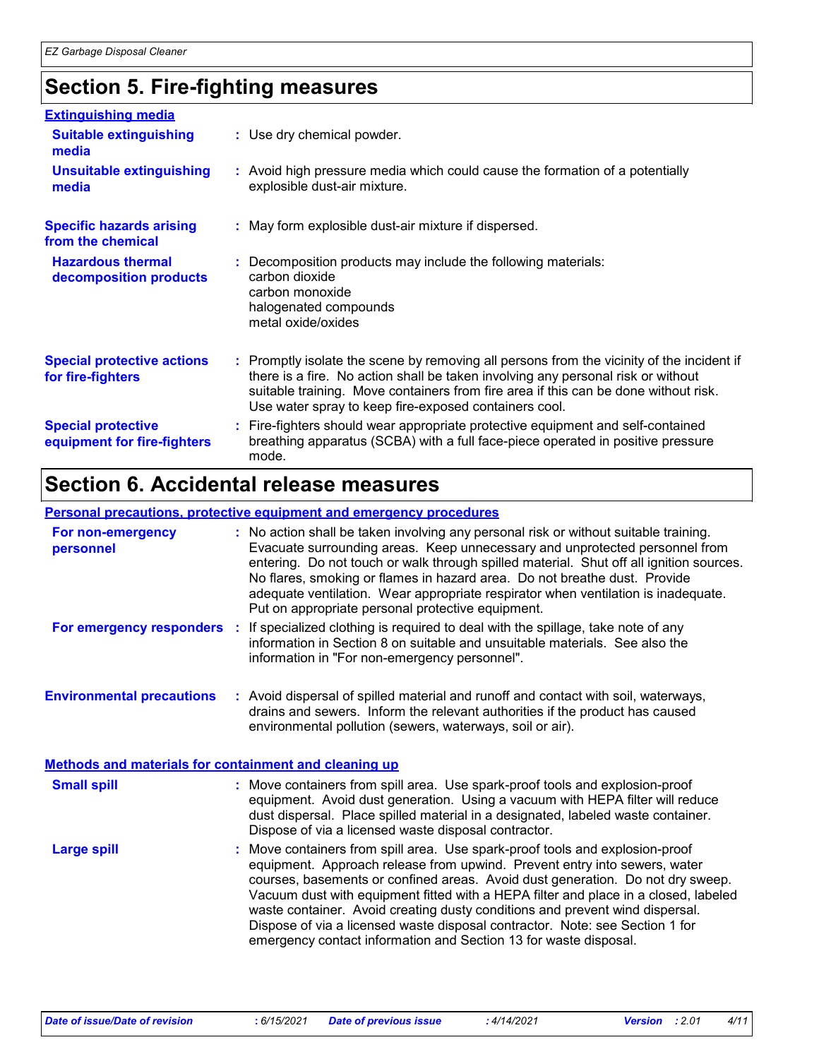# Section 5. Fire-fighting measures

**Extinguishing media**

| | |
|---|---|
| **Suitable extinguishing media** | : Use dry chemical powder. |
| **Unsuitable extinguishing media** | : Avoid high pressure media which could cause the formation of a potentially explosible dust-air mixture. |
| **Specific hazards arising from the chemical** | : May form explosible dust-air mixture if dispersed. |
| **Hazardous thermal decomposition products** | : Decomposition products may include the following materials: carbon dioxide carbon monoxide halogenated compounds metal oxide/oxides |
| **Special protective actions for fire-fighters** | : Promptly isolate the scene by removing all persons from the vicinity of the incident if there is a fire. No action shall be taken involving any personal risk or without suitable training. Move containers from fire area if this can be done without risk. Use water spray to keep fire-exposed containers cool. |
| **Special protective equipment for fire-fighters** | : Fire-fighters should wear appropriate protective equipment and self-contained breathing apparatus (SCBA) with a full face-piece operated in positive pressure mode. |

# Section 6. Accidental release measures

**Personal precautions, protective equipment and emergency procedures**

| | |
|---|---|
| **For non-emergency personnel** | : No action shall be taken involving any personal risk or without suitable training. Evacuate surrounding areas. Keep unnecessary and unprotected personnel from entering. Do not touch or walk through spilled material. Shut off all ignition sources. No flares, smoking or flames in hazard area. Do not breathe dust. Provide adequate ventilation. Wear appropriate respirator when ventilation is inadequate. Put on appropriate personal protective equipment. |
| **For emergency responders** | : If specialized clothing is required to deal with the spillage, take note of any information in Section 8 on suitable and unsuitable materials. See also the information in "For non-emergency personnel". |
| **Environmental precautions** | : Avoid dispersal of spilled material and runoff and contact with soil, waterways, drains and sewers. Inform the relevant authorities if the product has caused environmental pollution (sewers, waterways, soil or air). |

**Methods and materials for containment and cleaning up**

| | |
|---|---|
| **Small spill** | : Move containers from spill area. Use spark-proof tools and explosion-proof equipment. Avoid dust generation. Using a vacuum with HEPA filter will reduce dust dispersal. Place spilled material in a designated, labeled waste container. Dispose of via a licensed waste disposal contractor. |
| **Large spill** | : Move containers from spill area. Use spark-proof tools and explosion-proof equipment. Approach release from upwind. Prevent entry into sewers, water courses, basements or confined areas. Avoid dust generation. Do not dry sweep. Vacuum dust with equipment fitted with a HEPA filter and place in a closed, labeled waste container. Avoid creating dusty conditions and prevent wind dispersal. Dispose of via a licensed waste disposal contractor. Note: see Section 1 for emergency contact information and Section 13 for waste disposal. |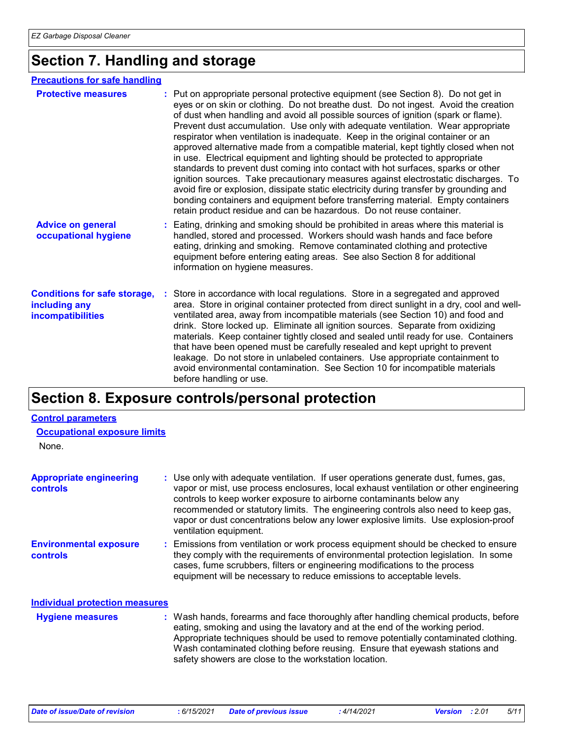# Section 7. Handling and storage

## Precautions for safe handling

**Protective measures** : Put on appropriate personal protective equipment (see Section 8). Do not get in eyes or on skin or clothing. Do not breathe dust. Do not ingest. Avoid the creation of dust when handling and avoid all possible sources of ignition (spark or flame). Prevent dust accumulation. Use only with adequate ventilation. Wear appropriate respirator when ventilation is inadequate. Keep in the original container or an approved alternative made from a compatible material, kept tightly closed when not in use. Electrical equipment and lighting should be protected to appropriate standards to prevent dust coming into contact with hot surfaces, sparks or other ignition sources. Take precautionary measures against electrostatic discharges. To avoid fire or explosion, dissipate static electricity during transfer by grounding and bonding containers and equipment before transferring material. Empty containers retain product residue and can be hazardous. Do not reuse container.

**Advice on general occupational hygiene** : Eating, drinking and smoking should be prohibited in areas where this material is handled, stored and processed. Workers should wash hands and face before eating, drinking and smoking. Remove contaminated clothing and protective equipment before entering eating areas. See also Section 8 for additional information on hygiene measures.

**Conditions for safe storage, including any incompatibilities** : Store in accordance with local regulations. Store in a segregated and approved area. Store in original container protected from direct sunlight in a dry, cool and well-ventilated area, away from incompatible materials (see Section 10) and food and drink. Store locked up. Eliminate all ignition sources. Separate from oxidizing materials. Keep container tightly closed and sealed until ready for use. Containers that have been opened must be carefully resealed and kept upright to prevent leakage. Do not store in unlabeled containers. Use appropriate containment to avoid environmental contamination. See Section 10 for incompatible materials before handling or use.

# Section 8. Exposure controls/personal protection

## Control parameters

### Occupational exposure limits

None.

**Appropriate engineering controls** : Use only with adequate ventilation. If user operations generate dust, fumes, gas, vapor or mist, use process enclosures, local exhaust ventilation or other engineering controls to keep worker exposure to airborne contaminants below any recommended or statutory limits. The engineering controls also need to keep gas, vapor or dust concentrations below any lower explosive limits. Use explosion-proof ventilation equipment.

**Environmental exposure controls** : Emissions from ventilation or work process equipment should be checked to ensure they comply with the requirements of environmental protection legislation. In some cases, fume scrubbers, filters or engineering modifications to the process equipment will be necessary to reduce emissions to acceptable levels.

## Individual protection measures

**Hygiene measures** : Wash hands, forearms and face thoroughly after handling chemical products, before eating, smoking and using the lavatory and at the end of the working period. Appropriate techniques should be used to remove potentially contaminated clothing. Wash contaminated clothing before reusing. Ensure that eyewash stations and safety showers are close to the workstation location.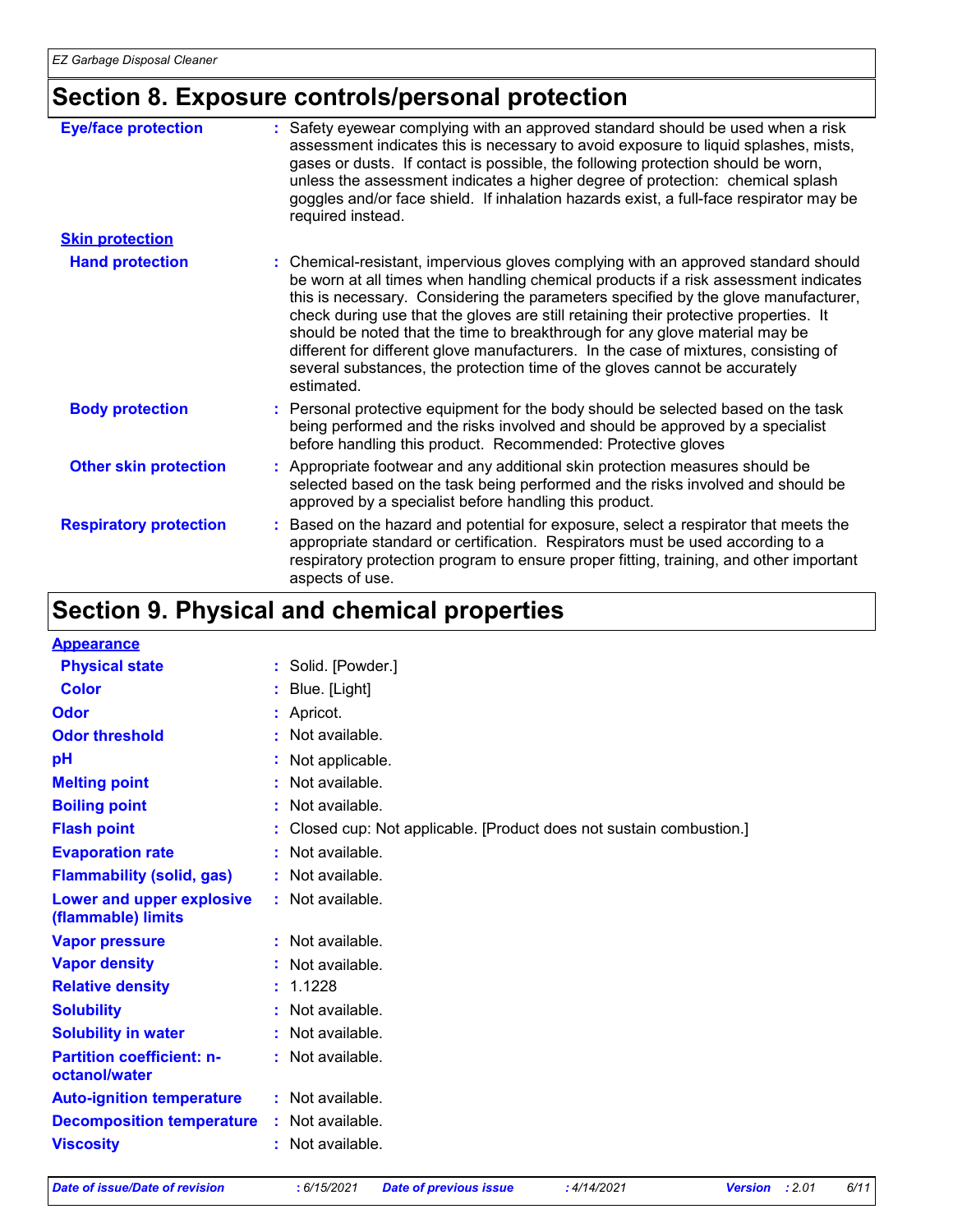## Section 8. Exposure controls/personal protection

**Eye/face protection** : Safety eyewear complying with an approved standard should be used when a risk assessment indicates this is necessary to avoid exposure to liquid splashes, mists, gases or dusts. If contact is possible, the following protection should be worn, unless the assessment indicates a higher degree of protection: chemical splash goggles and/or face shield. If inhalation hazards exist, a full-face respirator may be required instead.

**Skin protection**

**Hand protection** : Chemical-resistant, impervious gloves complying with an approved standard should be worn at all times when handling chemical products if a risk assessment indicates this is necessary. Considering the parameters specified by the glove manufacturer, check during use that the gloves are still retaining their protective properties. It should be noted that the time to breakthrough for any glove material may be different for different glove manufacturers. In the case of mixtures, consisting of several substances, the protection time of the gloves cannot be accurately estimated.

**Body protection** : Personal protective equipment for the body should be selected based on the task being performed and the risks involved and should be approved by a specialist before handling this product. Recommended: Protective gloves

**Other skin protection** : Appropriate footwear and any additional skin protection measures should be selected based on the task being performed and the risks involved and should be approved by a specialist before handling this product.

**Respiratory protection** : Based on the hazard and potential for exposure, select a respirator that meets the appropriate standard or certification. Respirators must be used according to a respiratory protection program to ensure proper fitting, training, and other important aspects of use.

## Section 9. Physical and chemical properties

**Appearance**

| | |
|---|---|
| **Physical state** | : Solid. [Powder.] |
| **Color** | : Blue. [Light] |
| **Odor** | : Apricot. |
| **Odor threshold** | : Not available. |
| **pH** | : Not applicable. |
| **Melting point** | : Not available. |
| **Boiling point** | : Not available. |
| **Flash point** | : Closed cup: Not applicable. [Product does not sustain combustion.] |
| **Evaporation rate** | : Not available. |
| **Flammability (solid, gas)** | : Not available. |
| **Lower and upper explosive (flammable) limits** | : Not available. |
| **Vapor pressure** | : Not available. |
| **Vapor density** | : Not available. |
| **Relative density** | : 1.1228 |
| **Solubility** | : Not available. |
| **Solubility in water** | : Not available. |
| **Partition coefficient: n-octanol/water** | : Not available. |
| **Auto-ignition temperature** | : Not available. |
| **Decomposition temperature** | : Not available. |
| **Viscosity** | : Not available. |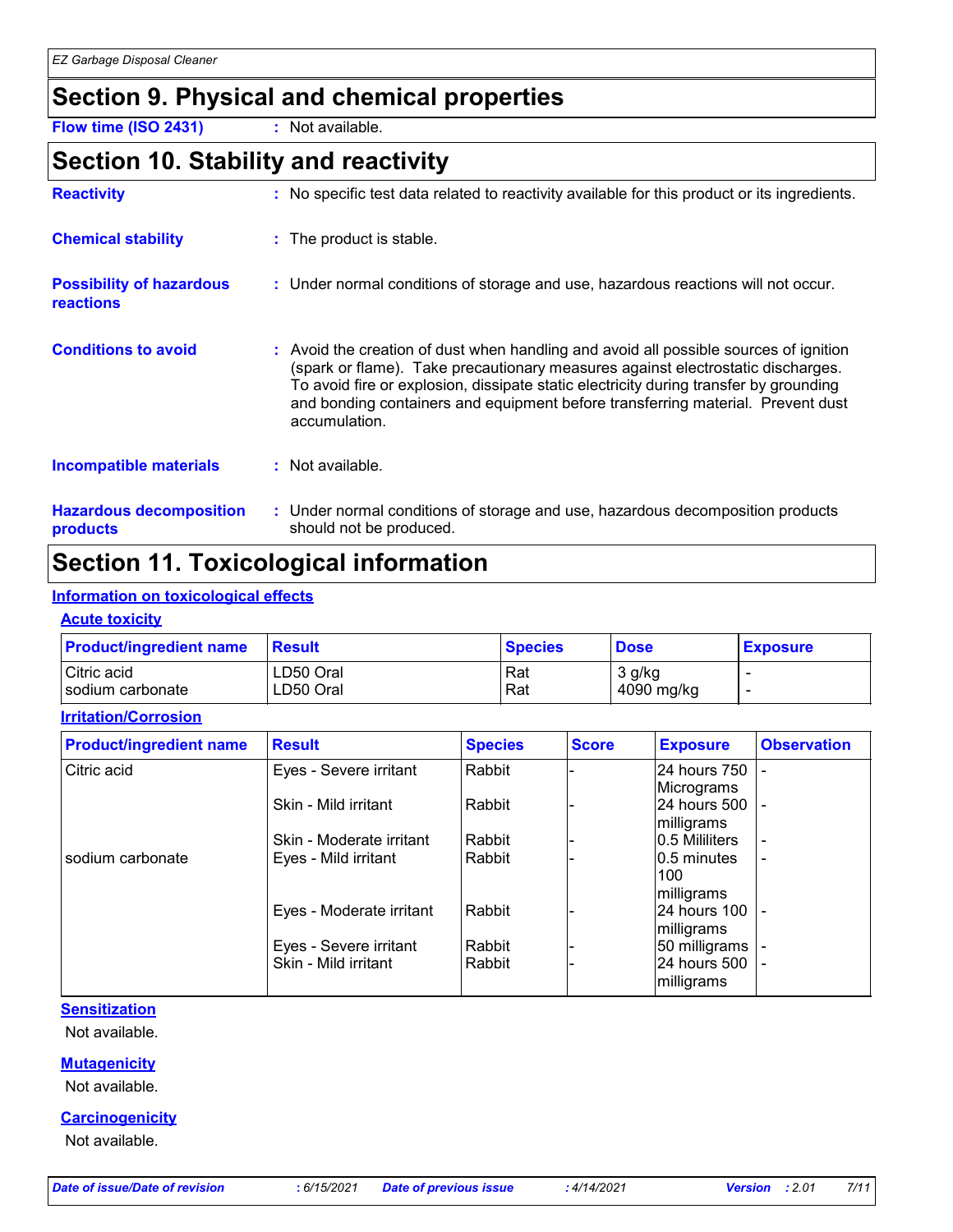# Section 9. Physical and chemical properties

**Flow time (ISO 2431)** : Not available.

# Section 10. Stability and reactivity

**Reactivity** : No specific test data related to reactivity available for this product or its ingredients.

**Chemical stability** : The product is stable.

**Possibility of hazardous reactions** : Under normal conditions of storage and use, hazardous reactions will not occur.

**Conditions to avoid** : Avoid the creation of dust when handling and avoid all possible sources of ignition (spark or flame). Take precautionary measures against electrostatic discharges. To avoid fire or explosion, dissipate static electricity during transfer by grounding and bonding containers and equipment before transferring material. Prevent dust accumulation.

**Incompatible materials** : Not available.

**Hazardous decomposition products** : Under normal conditions of storage and use, hazardous decomposition products should not be produced.

# Section 11. Toxicological information

## Information on toxicological effects

### Acute toxicity

| Product/ingredient name | Result | Species | Dose | Exposure |
|---|---|---|---|---|
| Citric acid | LD50 Oral | Rat | 3 g/kg | - |
| sodium carbonate | LD50 Oral | Rat | 4090 mg/kg | - |

### Irritation/Corrosion

| Product/ingredient name | Result | Species | Score | Exposure | Observation |
|---|---|---|---|---|---|
| Citric acid | Eyes - Severe irritant | Rabbit | - | 24 hours 750 Micrograms | - |
| | Skin - Mild irritant | Rabbit | - | 24 hours 500 milligrams | - |
| | Skin - Moderate irritant | Rabbit | - | 0.5 Mililiters | - |
| sodium carbonate | Eyes - Mild irritant | Rabbit | - | 0.5 minutes 100 milligrams | - |
| | Eyes - Moderate irritant | Rabbit | - | 24 hours 100 milligrams | - |
| | Eyes - Severe irritant | Rabbit | - | 50 milligrams | - |
| | Skin - Mild irritant | Rabbit | - | 24 hours 500 milligrams | - |

### Sensitization

Not available.

### Mutagenicity

Not available.

### Carcinogenicity

Not available.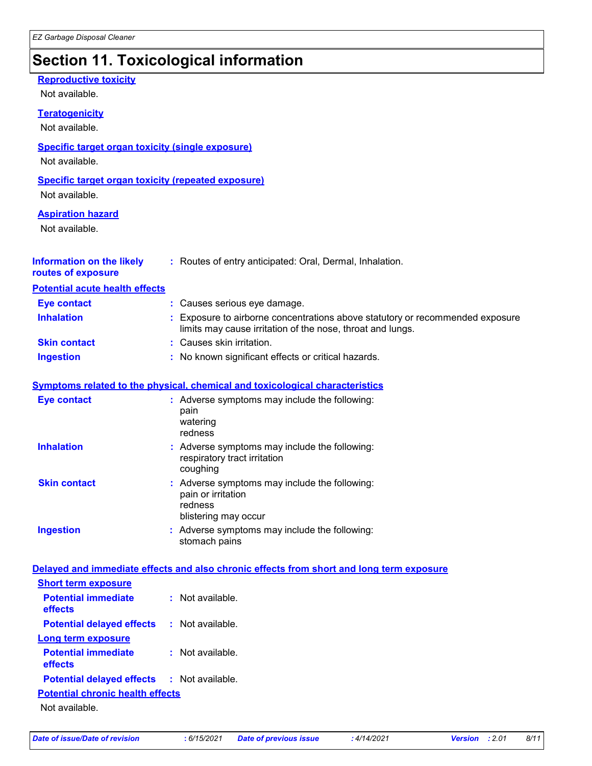# Section 11. Toxicological information

### Reproductive toxicity

Not available.

### Teratogenicity

Not available.

### Specific target organ toxicity (single exposure)

Not available.

### Specific target organ toxicity (repeated exposure)

Not available.

### Aspiration hazard

Not available.

**Information on the likely routes of exposure** : Routes of entry anticipated: Oral, Dermal, Inhalation.

### Potential acute health effects

**Eye contact** : Causes serious eye damage.

**Inhalation** : Exposure to airborne concentrations above statutory or recommended exposure limits may cause irritation of the nose, throat and lungs.

**Skin contact** : Causes skin irritation.

**Ingestion** : No known significant effects or critical hazards.

### Symptoms related to the physical, chemical and toxicological characteristics

**Eye contact** : Adverse symptoms may include the following:
pain
watering
redness

**Inhalation** : Adverse symptoms may include the following:
respiratory tract irritation
coughing

**Skin contact** : Adverse symptoms may include the following:
pain or irritation
redness
blistering may occur

**Ingestion** : Adverse symptoms may include the following:
stomach pains

### Delayed and immediate effects and also chronic effects from short and long term exposure

#### Short term exposure

**Potential immediate effects** : Not available.

**Potential delayed effects** : Not available.

#### Long term exposure

**Potential immediate effects** : Not available.

**Potential delayed effects** : Not available.

#### Potential chronic health effects

Not available.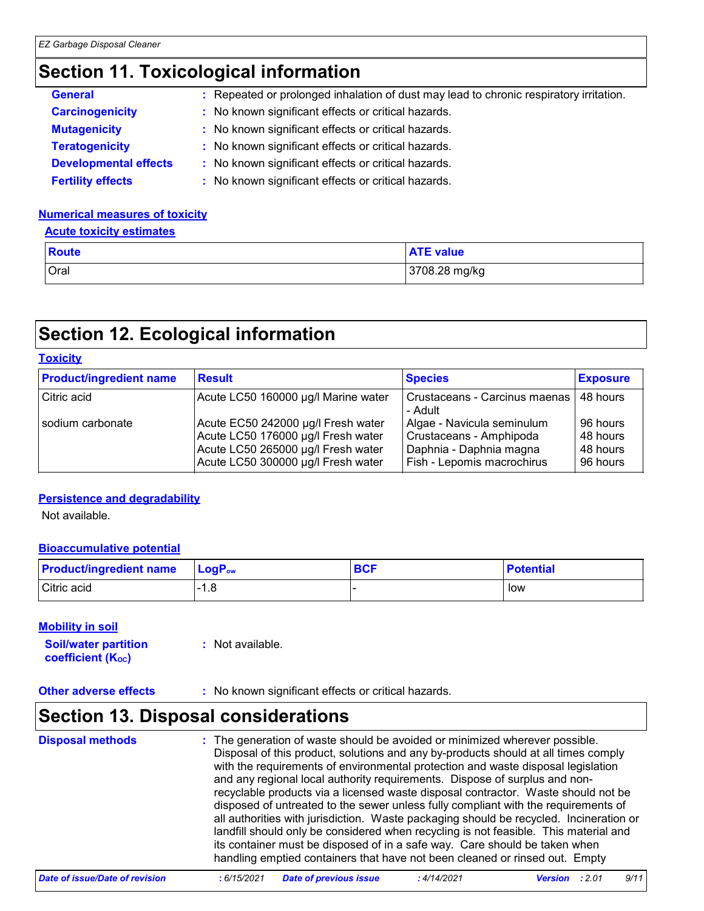# Section 11. Toxicological information

**General** : Repeated or prolonged inhalation of dust may lead to chronic respiratory irritation.

**Carcinogenicity** : No known significant effects or critical hazards.

**Mutagenicity** : No known significant effects or critical hazards.

**Teratogenicity** : No known significant effects or critical hazards.

**Developmental effects** : No known significant effects or critical hazards.

**Fertility effects** : No known significant effects or critical hazards.

### Numerical measures of toxicity

#### Acute toxicity estimates

| Route | ATE value |
|---|---|
| Oral | 3708.28 mg/kg |

# Section 12. Ecological information

### Toxicity

| Product/ingredient name | Result | Species | Exposure |
|---|---|---|---|
| Citric acid | Acute LC50 160000 µg/l Marine water | Crustaceans - Carcinus maenas - Adult | 48 hours |
| sodium carbonate | Acute EC50 242000 µg/l Fresh water | Algae - Navicula seminulum | 96 hours |
| | Acute LC50 176000 µg/l Fresh water | Crustaceans - Amphipoda | 48 hours |
| | Acute LC50 265000 µg/l Fresh water | Daphnia - Daphnia magna | 48 hours |
| | Acute LC50 300000 µg/l Fresh water | Fish - Lepomis macrochirus | 96 hours |

### Persistence and degradability

Not available.

### Bioaccumulative potential

| Product/ingredient name | $LogP_{ow}$ | BCF | Potential |
|---|---|---|---|
| Citric acid | -1.8 | - | low |

### Mobility in soil

**Soil/water partition coefficient ($K_{OC}$)** : Not available.

**Other adverse effects** : No known significant effects or critical hazards.

# Section 13. Disposal considerations

**Disposal methods** : The generation of waste should be avoided or minimized wherever possible. Disposal of this product, solutions and any by-products should at all times comply with the requirements of environmental protection and waste disposal legislation and any regional local authority requirements. Dispose of surplus and non-recyclable products via a licensed waste disposal contractor. Waste should not be disposed of untreated to the sewer unless fully compliant with the requirements of all authorities with jurisdiction. Waste packaging should be recycled. Incineration or landfill should only be considered when recycling is not feasible. This material and its container must be disposed of in a safe way. Care should be taken when handling emptied containers that have not been cleaned or rinsed out. Empty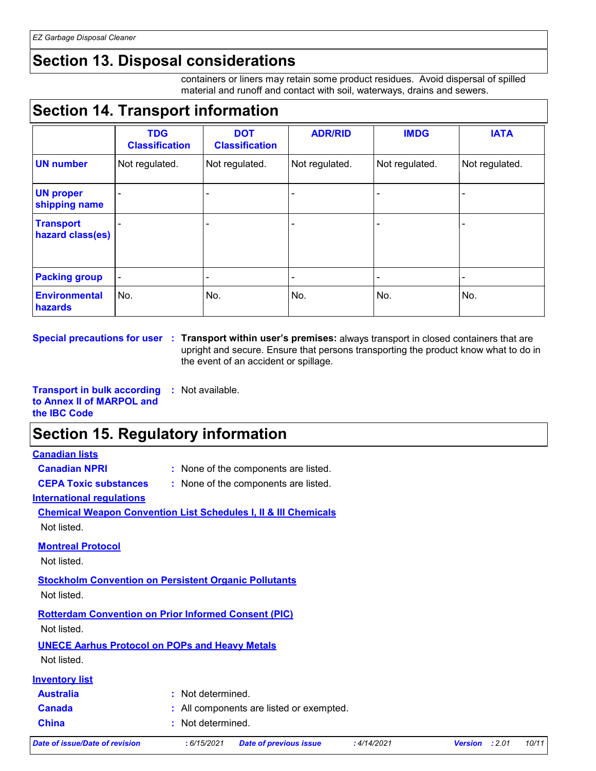## Section 13. Disposal considerations

containers or liners may retain some product residues. Avoid dispersal of spilled material and runoff and contact with soil, waterways, drains and sewers.

## Section 14. Transport information

| | TDG Classification | DOT Classification | ADR/RID | IMDG | IATA |
|---|---|---|---|---|---|
| **UN number** | Not regulated. | Not regulated. | Not regulated. | Not regulated. | Not regulated. |
| **UN proper shipping name** | - | - | - | - | - |
| **Transport hazard class(es)** | - | - | - | - | - |
| **Packing group** | - | - | - | - | - |
| **Environmental hazards** | No. | No. | No. | No. | No. |

**Special precautions for user** : **Transport within user's premises:** always transport in closed containers that are upright and secure. Ensure that persons transporting the product know what to do in the event of an accident or spillage.

**Transport in bulk according to Annex II of MARPOL and the IBC Code** : Not available.

## Section 15. Regulatory information

**Canadian lists**

**Canadian NPRI** : None of the components are listed.

**CEPA Toxic substances** : None of the components are listed.

**International regulations**

**Chemical Weapon Convention List Schedules I, II & III Chemicals**

Not listed.

**Montreal Protocol**

Not listed.

**Stockholm Convention on Persistent Organic Pollutants**

Not listed.

**Rotterdam Convention on Prior Informed Consent (PIC)**

Not listed.

**UNECE Aarhus Protocol on POPs and Heavy Metals**

Not listed.

**Inventory list**

**Australia** : Not determined.

**Canada** : All components are listed or exempted.

**China** : Not determined.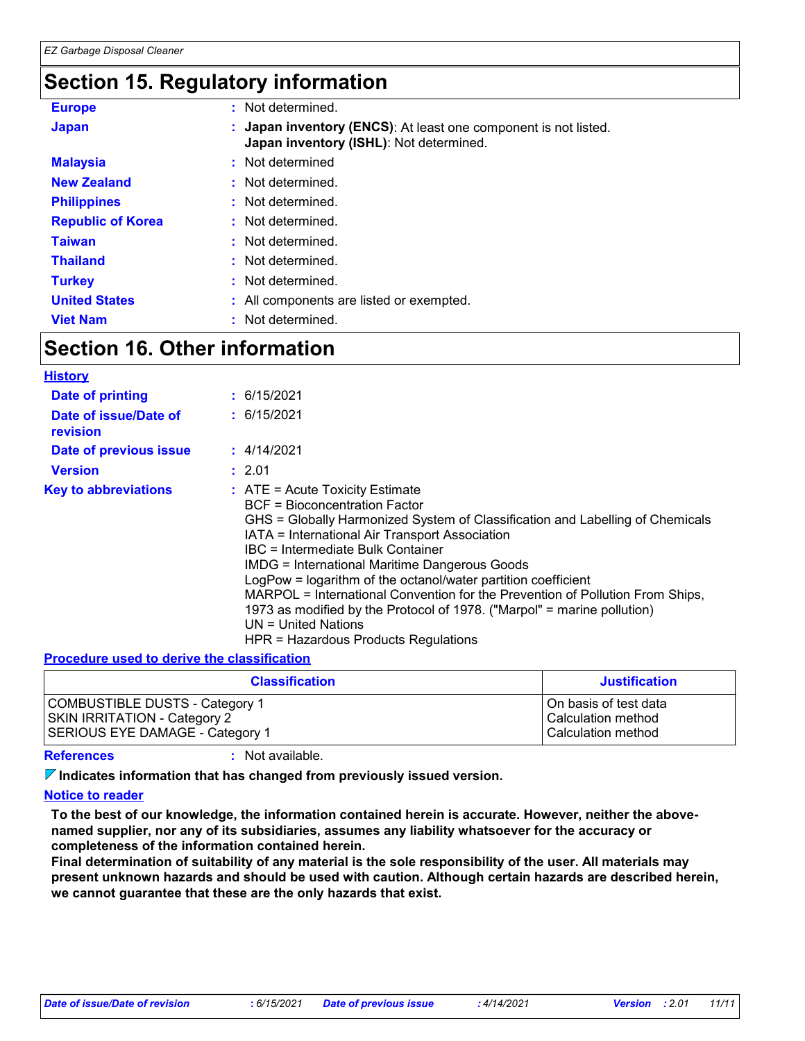## Section 15. Regulatory information

**Europe** : Not determined.

**Japan** : **Japan inventory (ENCS)**: At least one component is not listed.
**Japan inventory (ISHL)**: Not determined.

**Malaysia** : Not determined

**New Zealand** : Not determined.

**Philippines** : Not determined.

**Republic of Korea** : Not determined.

**Taiwan** : Not determined.

**Thailand** : Not determined.

**Turkey** : Not determined.

**United States** : All components are listed or exempted.

**Viet Nam** : Not determined.

## Section 16. Other information

**History**

**Date of printing** : 6/15/2021

**Date of issue/Date of revision** : 6/15/2021

**Date of previous issue** : 4/14/2021

**Version** : 2.01

**Key to abbreviations** : ATE = Acute Toxicity Estimate
BCF = Bioconcentration Factor
GHS = Globally Harmonized System of Classification and Labelling of Chemicals
IATA = International Air Transport Association
IBC = Intermediate Bulk Container
IMDG = International Maritime Dangerous Goods
LogPow = logarithm of the octanol/water partition coefficient
MARPOL = International Convention for the Prevention of Pollution From Ships, 1973 as modified by the Protocol of 1978. ("Marpol" = marine pollution)
UN = United Nations
HPR = Hazardous Products Regulations

**Procedure used to derive the classification**

| Classification | Justification |
| --- | --- |
| COMBUSTIBLE DUSTS - Category 1 | On basis of test data |
| SKIN IRRITATION - Category 2 | Calculation method |
| SERIOUS EYE DAMAGE - Category 1 | Calculation method |

**References** : Not available.

**Indicates information that has changed from previously issued version.**

**Notice to reader**

**To the best of our knowledge, the information contained herein is accurate. However, neither the above-named supplier, nor any of its subsidiaries, assumes any liability whatsoever for the accuracy or completeness of the information contained herein.**

**Final determination of suitability of any material is the sole responsibility of the user. All materials may present unknown hazards and should be used with caution. Although certain hazards are described herein, we cannot guarantee that these are the only hazards that exist.**